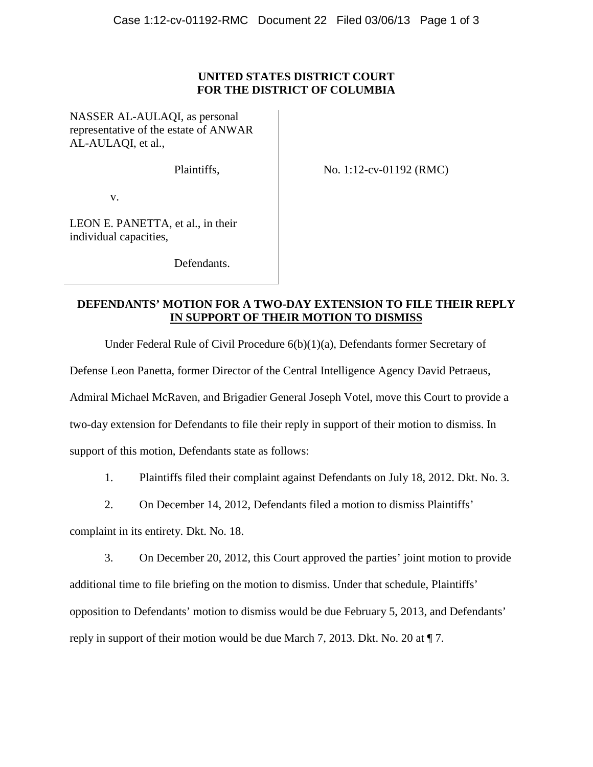**UNITED STATES DISTRICT COURT**
**FOR THE DISTRICT OF COLUMBIA**

NASSER AL-AULAQI, as personal representative of the estate of ANWAR AL-AULAQI, et al.,

Plaintiffs,

v.

LEON E. PANETTA, et al., in their individual capacities,

Defendants.

No. 1:12-cv-01192 (RMC)

**DEFENDANTS' MOTION FOR A TWO-DAY EXTENSION TO FILE THEIR REPLY IN SUPPORT OF THEIR MOTION TO DISMISS**

Under Federal Rule of Civil Procedure 6(b)(1)(a), Defendants former Secretary of Defense Leon Panetta, former Director of the Central Intelligence Agency David Petraeus, Admiral Michael McRaven, and Brigadier General Joseph Votel, move this Court to provide a two-day extension for Defendants to file their reply in support of their motion to dismiss. In support of this motion, Defendants state as follows:

1. Plaintiffs filed their complaint against Defendants on July 18, 2012. Dkt. No. 3.

2. On December 14, 2012, Defendants filed a motion to dismiss Plaintiffs' complaint in its entirety. Dkt. No. 18.

3. On December 20, 2012, this Court approved the parties' joint motion to provide additional time to file briefing on the motion to dismiss. Under that schedule, Plaintiffs' opposition to Defendants' motion to dismiss would be due February 5, 2013, and Defendants' reply in support of their motion would be due March 7, 2013. Dkt. No. 20 at ¶ 7.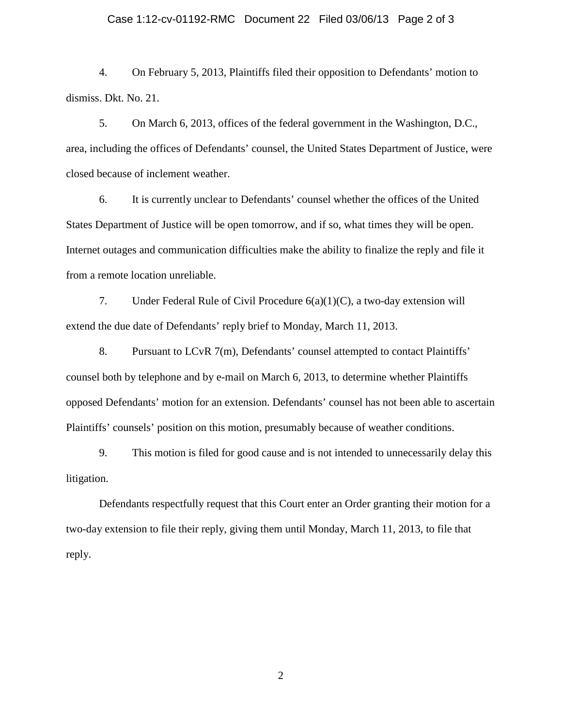4. On February 5, 2013, Plaintiffs filed their opposition to Defendants' motion to dismiss. Dkt. No. 21.

5. On March 6, 2013, offices of the federal government in the Washington, D.C., area, including the offices of Defendants' counsel, the United States Department of Justice, were closed because of inclement weather.

6. It is currently unclear to Defendants' counsel whether the offices of the United States Department of Justice will be open tomorrow, and if so, what times they will be open. Internet outages and communication difficulties make the ability to finalize the reply and file it from a remote location unreliable.

7. Under Federal Rule of Civil Procedure 6(a)(1)(C), a two-day extension will extend the due date of Defendants' reply brief to Monday, March 11, 2013.

8. Pursuant to LCvR 7(m), Defendants' counsel attempted to contact Plaintiffs' counsel both by telephone and by e-mail on March 6, 2013, to determine whether Plaintiffs opposed Defendants' motion for an extension. Defendants' counsel has not been able to ascertain Plaintiffs' counsels' position on this motion, presumably because of weather conditions.

9. This motion is filed for good cause and is not intended to unnecessarily delay this litigation.

Defendants respectfully request that this Court enter an Order granting their motion for a two-day extension to file their reply, giving them until Monday, March 11, 2013, to file that reply.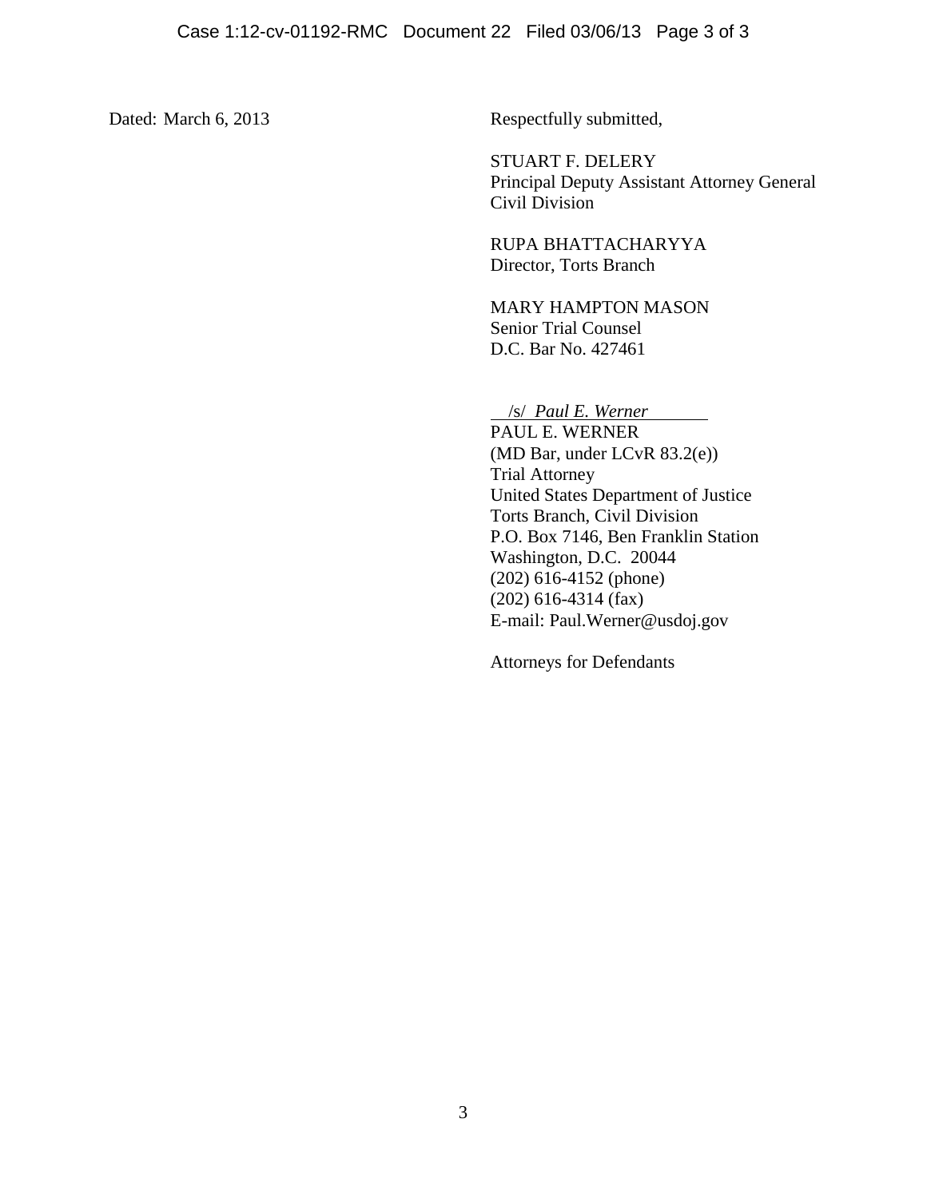Dated: March 6, 2013

Respectfully submitted,

STUART F. DELERY
Principal Deputy Assistant Attorney General
Civil Division

RUPA BHATTACHARYYA
Director, Torts Branch

MARY HAMPTON MASON
Senior Trial Counsel
D.C. Bar No. 427461

/s/ *Paul E. Werner*
PAUL E. WERNER
(MD Bar, under LCvR 83.2(e))
Trial Attorney
United States Department of Justice
Torts Branch, Civil Division
P.O. Box 7146, Ben Franklin Station
Washington, D.C. 20044
(202) 616-4152 (phone)
(202) 616-4314 (fax)
E-mail: Paul.Werner@usdoj.gov

Attorneys for Defendants